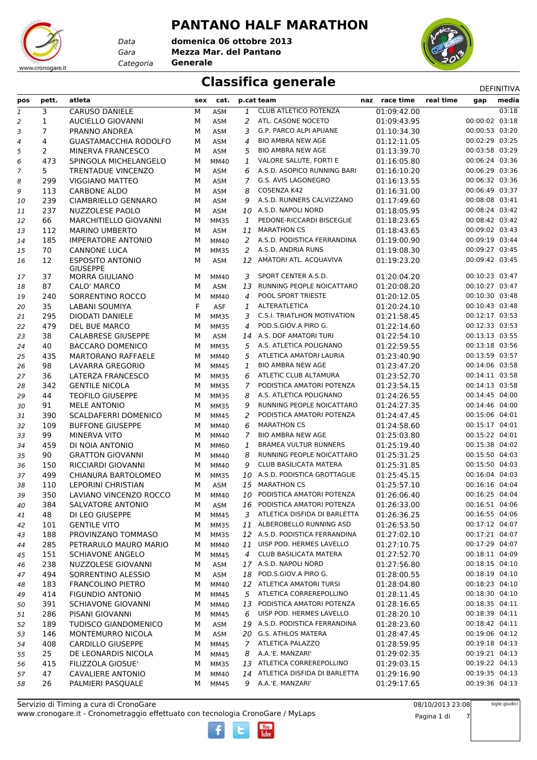# PANTANO HALF MARATHON

*Data* **domenica 06 ottobre 2013**
*Gara* **Mezza Mar. del Pantano**
*Categoria* **Generale**

## Classifica generale

DEFINITIVA

| pos | pett. | atleta | sex | cat. | p.cat | team | naz | race time | real time | gap | media |
|---|---|---|---|---|---|---|---|---|---|---|---|
| 1 | 3 | CARUSO DANIELE | M | ASM | 1 | CLUB ATLETICO POTENZA | | 01:09:42.00 | | | 03:18 |
| 2 | 1 | AUCIELLO GIOVANNI | M | ASM | 2 | ATL. CASONE NOCETO | | 01:09:43.95 | | 00:00:02 | 03:18 |
| 3 | 7 | PRANNO ANDREA | M | ASM | 3 | G.P. PARCO ALPI APUANE | | 01:10:34.30 | | 00:00:53 | 03:20 |
| 4 | 4 | GUASTAMACCHIA RODOLFO | M | ASM | 4 | BIO AMBRA NEW AGE | | 01:12:11.05 | | 00:02:29 | 03:25 |
| 5 | 2 | MINERVA FRANCESCO | M | ASM | 5 | BIO AMBRA NEW AGE | | 01:13:39.70 | | 00:03:58 | 03:29 |
| 6 | 473 | SPINGOLA MICHELANGELO | M | MM40 | 1 | VALORE SALUTE, FORTI E | | 01:16:05.80 | | 00:06:24 | 03:36 |
| 7 | 5 | TRENTADUE VINCENZO | M | ASM | 6 | A.S.D. ASOPICO RUNNING BARI | | 01:16:10.20 | | 00:06:29 | 03:36 |
| 8 | 299 | VIGGIANO MATTEO | M | ASM | 7 | G.S. AVIS LAGONEGRO | | 01:16:13.55 | | 00:06:32 | 03:36 |
| 9 | 113 | CARBONE ALDO | M | ASM | 8 | COSENZA K42 | | 01:16:31.00 | | 00:06:49 | 03:37 |
| 10 | 239 | CIAMBRIELLO GENNARO | M | ASM | 9 | A.S.D. RUNNERS CALVIZZANO | | 01:17:49.60 | | 00:08:08 | 03:41 |
| 11 | 237 | NUZZOLESE PAOLO | M | ASM | 10 | A.S.D. NAPOLI NORD | | 01:18:05.95 | | 00:08:24 | 03:42 |
| 12 | 66 | MARCHITIELLO GIOVANNI | M | MM35 | 1 | PEDONE-RICCARDI BISCEGLIE | | 01:18:23.65 | | 00:08:42 | 03:42 |
| 13 | 112 | MARINO UMBERTO | M | ASM | 11 | MARATHON CS | | 01:18:43.65 | | 00:09:02 | 03:43 |
| 14 | 185 | IMPERATORE ANTONIO | M | MM40 | 2 | A.S.D. PODISTICA FERRANDINA | | 01:19:00.90 | | 00:09:19 | 03:44 |
| 15 | 70 | CANNONE LUCA | M | MM35 | 2 | A.S.D. ANDRIA RUNS | | 01:19:08.30 | | 00:09:27 | 03:45 |
| 16 | 12 | ESPOSITO ANTONIO GIUSEPPE | M | ASM | 12 | AMATORI ATL. ACQUAVIVA | | 01:19:23.20 | | 00:09:42 | 03:45 |
| 17 | 37 | MORRA GIULIANO | M | MM40 | 3 | SPORT CENTER A.S.D. | | 01:20:04.20 | | 00:10:23 | 03:47 |
| 18 | 87 | CALO' MARCO | M | ASM | 13 | RUNNING PEOPLE NOICATTARO | | 01:20:08.20 | | 00:10:27 | 03:47 |
| 19 | 240 | SORRENTINO ROCCO | M | MM40 | 4 | POOL SPORT TRIESTE | | 01:20:12.05 | | 00:10:30 | 03:48 |
| 20 | 35 | LABANI SOUMIYA | F | ASF | 1 | ALTERATLETICA | | 01:20:24.10 | | 00:10:43 | 03:48 |
| 21 | 295 | DIODATI DANIELE | M | MM35 | 3 | C.S.I. TRIATLHON MOTIVATION | | 01:21:58.45 | | 00:12:17 | 03:53 |
| 22 | 479 | DEL BUE MARCO | M | MM35 | 4 | POD.S.GIOV.A PIRO G. | | 01:22:14.60 | | 00:12:33 | 03:53 |
| 23 | 38 | CALABRESE GIUSEPPE | M | ASM | 14 | A.S. DOF AMATORI TURI | | 01:22:54.10 | | 00:13:13 | 03:55 |
| 24 | 40 | BACCARO DOMENICO | M | MM35 | 5 | A.S. ATLETICA POLIGNANO | | 01:22:59.55 | | 00:13:18 | 03:56 |
| 25 | 435 | MARTORANO RAFFAELE | M | MM40 | 5 | ATLETICA AMATORI LAURIA | | 01:23:40.90 | | 00:13:59 | 03:57 |
| 26 | 98 | LAVARRA GREGORIO | M | MM45 | 1 | BIO AMBRA NEW AGE | | 01:23:47.20 | | 00:14:06 | 03:58 |
| 27 | 36 | LATERZA FRANCESCO | M | MM35 | 6 | ATLETIC CLUB ALTAMURA | | 01:23:52.70 | | 00:14:11 | 03:58 |
| 28 | 342 | GENTILE NICOLA | M | MM35 | 7 | PODISTICA AMATORI POTENZA | | 01:23:54.15 | | 00:14:13 | 03:58 |
| 29 | 44 | TEOFILO GIUSEPPE | M | MM35 | 8 | A.S. ATLETICA POLIGNANO | | 01:24:26.55 | | 00:14:45 | 04:00 |
| 30 | 91 | MELE ANTONIO | M | MM35 | 9 | RUNNING PEOPLE NOICATTARO | | 01:24:27.35 | | 00:14:46 | 04:00 |
| 31 | 390 | SCALDAFERRI DOMENICO | M | MM45 | 2 | PODISTICA AMATORI POTENZA | | 01:24:47.45 | | 00:15:06 | 04:01 |
| 32 | 109 | BUFFONE GIUSEPPE | M | MM40 | 6 | MARATHON CS | | 01:24:58.60 | | 00:15:17 | 04:01 |
| 33 | 99 | MINERVA VITO | M | MM40 | 7 | BIO AMBRA NEW AGE | | 01:25:03.80 | | 00:15:22 | 04:01 |
| 34 | 459 | DI NOIA ANTONIO | M | MM60 | 1 | BRAMEA VULTUR RUNNERS | | 01:25:19.40 | | 00:15:38 | 04:02 |
| 35 | 90 | GRATTON GIOVANNI | M | MM40 | 8 | RUNNING PEOPLE NOICATTARO | | 01:25:31.25 | | 00:15:50 | 04:03 |
| 36 | 150 | RICCIARDI GIOVANNI | M | MM40 | 9 | CLUB BASILICATA MATERA | | 01:25:31.85 | | 00:15:50 | 04:03 |
| 37 | 499 | CHIANURA BARTOLOMEO | M | MM35 | 10 | A.S.D. PODISTICA GROTTAGLIE | | 01:25:45.15 | | 00:16:04 | 04:03 |
| 38 | 110 | LEPORINI CHRISTIAN | M | ASM | 15 | MARATHON CS | | 01:25:57.10 | | 00:16:16 | 04:04 |
| 39 | 350 | LAVIANO VINCENZO ROCCO | M | MM40 | 10 | PODISTICA AMATORI POTENZA | | 01:26:06.40 | | 00:16:25 | 04:04 |
| 40 | 384 | SALVATORE ANTONIO | M | ASM | 16 | PODISTICA AMATORI POTENZA | | 01:26:33.00 | | 00:16:51 | 04:06 |
| 41 | 48 | DI LEO GIUSEPPE | M | MM45 | 3 | ATLETICA DISFIDA DI BARLETTA | | 01:26:36.25 | | 00:16:55 | 04:06 |
| 42 | 101 | GENTILE VITO | M | MM35 | 11 | ALBEROBELLO RUNNING ASD | | 01:26:53.50 | | 00:17:12 | 04:07 |
| 43 | 188 | PROVINZANO TOMMASO | M | MM35 | 12 | A.S.D. PODISTICA FERRANDINA | | 01:27:02.10 | | 00:17:21 | 04:07 |
| 44 | 285 | PETRARULO MAURO MARIO | M | MM40 | 11 | UISP POD. HERMES LAVELLO | | 01:27:10.75 | | 00:17:29 | 04:07 |
| 45 | 151 | SCHIAVONE ANGELO | M | MM45 | 4 | CLUB BASILICATA MATERA | | 01:27:52.70 | | 00:18:11 | 04:09 |
| 46 | 238 | NUZZOLESE GIOVANNI | M | ASM | 17 | A.S.D. NAPOLI NORD | | 01:27:56.80 | | 00:18:15 | 04:10 |
| 47 | 494 | SORRENTINO ALESSIO | M | ASM | 18 | POD.S.GIOV.A PIRO G. | | 01:28:00.55 | | 00:18:19 | 04:10 |
| 48 | 183 | FRANCOLINO PIETRO | M | MM40 | 12 | ATLETICA AMATORI TURSI | | 01:28:04.80 | | 00:18:23 | 04:10 |
| 49 | 414 | FIGUNDIO ANTONIO | M | MM45 | 5 | ATLETICA CORREREPOLLINO | | 01:28:11.45 | | 00:18:30 | 04:10 |
| 50 | 391 | SCHIAVONE GIOVANNI | M | MM40 | 13 | PODISTICA AMATORI POTENZA | | 01:28:16.65 | | 00:18:35 | 04:11 |
| 51 | 286 | PISANI GIOVANNI | M | MM45 | 6 | UISP POD. HERMES LAVELLO | | 01:28:20.10 | | 00:18:39 | 04:11 |
| 52 | 189 | TUDISCO GIANDOMENICO | M | ASM | 19 | A.S.D. PODISTICA FERRANDINA | | 01:28:23.60 | | 00:18:42 | 04:11 |
| 53 | 146 | MONTEMURRO NICOLA | M | ASM | 20 | G.S. ATHLOS MATERA | | 01:28:47.45 | | 00:19:06 | 04:12 |
| 54 | 408 | CARDILLO GIUSEPPE | M | MM45 | 7 | ATLETICA PALAZZO | | 01:28:59.95 | | 00:19:18 | 04:13 |
| 55 | 25 | DE LEONARDIS NICOLA | M | MM45 | 8 | A.A.'E. MANZARI' | | 01:29:02.35 | | 00:19:21 | 04:13 |
| 56 | 415 | FILIZZOLA GIOSUE' | M | MM35 | 13 | ATLETICA CORREREPOLLINO | | 01:29:03.15 | | 00:19:22 | 04:13 |
| 57 | 47 | CAVALIERE ANTONIO | M | MM40 | 14 | ATLETICA DISFIDA DI BARLETTA | | 01:29:16.90 | | 00:19:35 | 04:13 |
| 58 | 26 | PALMIERI PASQUALE | M | MM45 | 9 | A.A.'E. MANZARI' | | 01:29:17.65 | | 00:19:36 | 04:13 |

Servizio di Timing a cura di CronoGare
www.cronogare.it - Cronometraggio effettuato con tecnologia CronoGare / MyLaps

08/10/2013 23:08

sigle giudici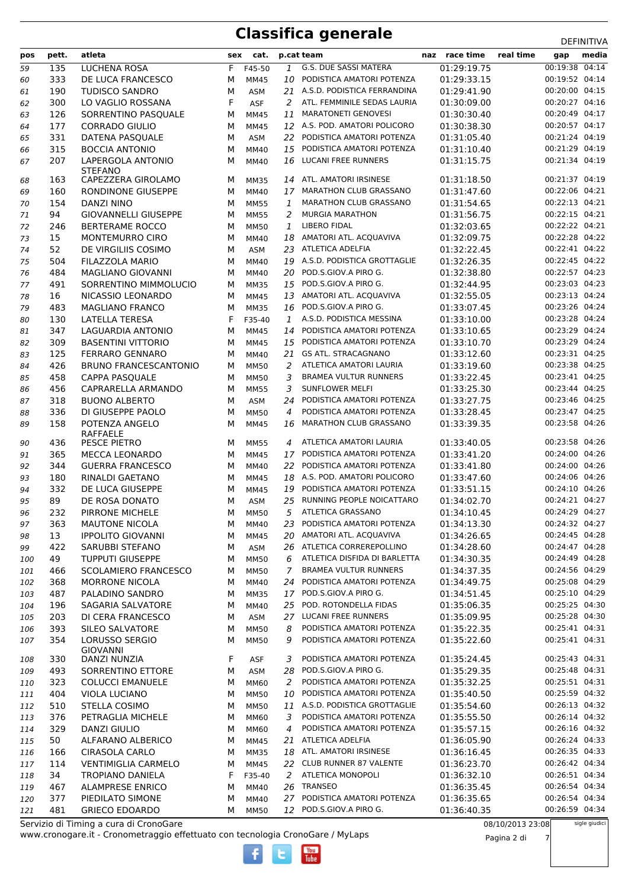# Classifica generale

DEFINITIVA

| pos | pett. | atleta | sex | cat. | p.cat | team | naz | race time | real time | gap | media |
|---|---|---|---|---|---|---|---|---|---|---|---|
| 59 | 135 | LUCHENA ROSA | F | F45-50 | 1 | G.S. DUE SASSI MATERA | | 01:29:19.75 | | 00:19:38 | 04:14 |
| 60 | 333 | DE LUCA FRANCESCO | M | MM45 | 10 | PODISTICA AMATORI POTENZA | | 01:29:33.15 | | 00:19:52 | 04:14 |
| 61 | 190 | TUDISCO SANDRO | M | ASM | 21 | A.S.D. PODISTICA FERRANDINA | | 01:29:41.90 | | 00:20:00 | 04:15 |
| 62 | 300 | LO VAGLIO ROSSANA | F | ASF | 2 | ATL. FEMMINILE SEDAS LAURIA | | 01:30:09.00 | | 00:20:27 | 04:16 |
| 63 | 126 | SORRENTINO PASQUALE | M | MM45 | 11 | MARATONETI GENOVESI | | 01:30:30.40 | | 00:20:49 | 04:17 |
| 64 | 177 | CORRADO GIULIO | M | MM45 | 12 | A.S. POD. AMATORI POLICORO | | 01:30:38.30 | | 00:20:57 | 04:17 |
| 65 | 331 | DATENA PASQUALE | M | ASM | 22 | PODISTICA AMATORI POTENZA | | 01:31:05.40 | | 00:21:24 | 04:19 |
| 66 | 315 | BOCCIA ANTONIO | M | MM40 | 15 | PODISTICA AMATORI POTENZA | | 01:31:10.40 | | 00:21:29 | 04:19 |
| 67 | 207 | LAPERGOLA ANTONIO STEFANO | M | MM40 | 16 | LUCANI FREE RUNNERS | | 01:31:15.75 | | 00:21:34 | 04:19 |
| 68 | 163 | CAPEZZERA GIROLAMO | M | MM35 | 14 | ATL. AMATORI IRSINESE | | 01:31:18.50 | | 00:21:37 | 04:19 |
| 69 | 160 | RONDINONE GIUSEPPE | M | MM40 | 17 | MARATHON CLUB GRASSANO | | 01:31:47.60 | | 00:22:06 | 04:21 |
| 70 | 154 | DANZI NINO | M | MM55 | 1 | MARATHON CLUB GRASSANO | | 01:31:54.65 | | 00:22:13 | 04:21 |
| 71 | 94 | GIOVANNELLI GIUSEPPE | M | MM55 | 2 | MURGIA MARATHON | | 01:31:56.75 | | 00:22:15 | 04:21 |
| 72 | 246 | BERTERAME ROCCO | M | MM50 | 1 | LIBERO FIDAL | | 01:32:03.65 | | 00:22:22 | 04:21 |
| 73 | 15 | MONTEMURRO CIRO | M | MM40 | 18 | AMATORI ATL. ACQUAVIVA | | 01:32:09.75 | | 00:22:28 | 04:22 |
| 74 | 52 | DE VIRGILIIS COSIMO | M | ASM | 23 | ATLETICA ADELFIA | | 01:32:22.45 | | 00:22:41 | 04:22 |
| 75 | 504 | FILAZZOLA MARIO | M | MM40 | 19 | A.S.D. PODISTICA GROTTAGLIE | | 01:32:26.35 | | 00:22:45 | 04:22 |
| 76 | 484 | MAGLIANO GIOVANNI | M | MM40 | 20 | POD.S.GIOV.A PIRO G. | | 01:32:38.80 | | 00:22:57 | 04:23 |
| 77 | 491 | SORRENTINO MIMMOLUCIO | M | MM35 | 15 | POD.S.GIOV.A PIRO G. | | 01:32:44.95 | | 00:23:03 | 04:23 |
| 78 | 16 | NICASSIO LEONARDO | M | MM45 | 13 | AMATORI ATL. ACQUAVIVA | | 01:32:55.05 | | 00:23:13 | 04:24 |
| 79 | 483 | MAGLIANO FRANCO | M | MM35 | 16 | POD.S.GIOV.A PIRO G. | | 01:33:07.45 | | 00:23:26 | 04:24 |
| 80 | 130 | LATELLA TERESA | F | F35-40 | 1 | A.S.D. PODISTICA MESSINA | | 01:33:10.00 | | 00:23:28 | 04:24 |
| 81 | 347 | LAGUARDIA ANTONIO | M | MM45 | 14 | PODISTICA AMATORI POTENZA | | 01:33:10.65 | | 00:23:29 | 04:24 |
| 82 | 309 | BASENTINI VITTORIO | M | MM45 | 15 | PODISTICA AMATORI POTENZA | | 01:33:10.70 | | 00:23:29 | 04:24 |
| 83 | 125 | FERRARO GENNARO | M | MM40 | 21 | GS ATL. STRACAGNANO | | 01:33:12.60 | | 00:23:31 | 04:25 |
| 84 | 426 | BRUNO FRANCESCANTONIO | M | MM50 | 2 | ATLETICA AMATORI LAURIA | | 01:33:19.60 | | 00:23:38 | 04:25 |
| 85 | 458 | CAPPA PASQUALE | M | MM50 | 3 | BRAMEA VULTUR RUNNERS | | 01:33:22.45 | | 00:23:41 | 04:25 |
| 86 | 456 | CAPRARELLA ARMANDO | M | MM55 | 3 | SUNFLOWER MELFI | | 01:33:25.30 | | 00:23:44 | 04:25 |
| 87 | 318 | BUONO ALBERTO | M | ASM | 24 | PODISTICA AMATORI POTENZA | | 01:33:27.75 | | 00:23:46 | 04:25 |
| 88 | 336 | DI GIUSEPPE PAOLO | M | MM50 | 4 | PODISTICA AMATORI POTENZA | | 01:33:28.45 | | 00:23:47 | 04:25 |
| 89 | 158 | POTENZA ANGELO RAFFAELE | M | MM45 | 16 | MARATHON CLUB GRASSANO | | 01:33:39.35 | | 00:23:58 | 04:26 |
| 90 | 436 | PESCE PIETRO | M | MM55 | 4 | ATLETICA AMATORI LAURIA | | 01:33:40.05 | | 00:23:58 | 04:26 |
| 91 | 365 | MECCA LEONARDO | M | MM45 | 17 | PODISTICA AMATORI POTENZA | | 01:33:41.20 | | 00:24:00 | 04:26 |
| 92 | 344 | GUERRA FRANCESCO | M | MM40 | 22 | PODISTICA AMATORI POTENZA | | 01:33:41.80 | | 00:24:00 | 04:26 |
| 93 | 180 | RINALDI GAETANO | M | MM45 | 18 | A.S. POD. AMATORI POLICORO | | 01:33:47.60 | | 00:24:06 | 04:26 |
| 94 | 332 | DE LUCA GIUSEPPE | M | MM45 | 19 | PODISTICA AMATORI POTENZA | | 01:33:51.15 | | 00:24:10 | 04:26 |
| 95 | 89 | DE ROSA DONATO | M | ASM | 25 | RUNNING PEOPLE NOICATTARO | | 01:34:02.70 | | 00:24:21 | 04:27 |
| 96 | 232 | PIRRONE MICHELE | M | MM50 | 5 | ATLETICA GRASSANO | | 01:34:10.45 | | 00:24:29 | 04:27 |
| 97 | 363 | MAUTONE NICOLA | M | MM40 | 23 | PODISTICA AMATORI POTENZA | | 01:34:13.30 | | 00:24:32 | 04:27 |
| 98 | 13 | IPPOLITO GIOVANNI | M | MM45 | 20 | AMATORI ATL. ACQUAVIVA | | 01:34:26.65 | | 00:24:45 | 04:28 |
| 99 | 422 | SARUBBI STEFANO | M | ASM | 26 | ATLETICA CORREREPOLLINO | | 01:34:28.60 | | 00:24:47 | 04:28 |
| 100 | 49 | TUPPUTI GIUSEPPE | M | MM50 | 6 | ATLETICA DISFIDA DI BARLETTA | | 01:34:30.35 | | 00:24:49 | 04:28 |
| 101 | 466 | SCOLAMIERO FRANCESCO | M | MM50 | 7 | BRAMEA VULTUR RUNNERS | | 01:34:37.35 | | 00:24:56 | 04:29 |
| 102 | 368 | MORRONE NICOLA | M | MM40 | 24 | PODISTICA AMATORI POTENZA | | 01:34:49.75 | | 00:25:08 | 04:29 |
| 103 | 487 | PALADINO SANDRO | M | MM35 | 17 | POD.S.GIOV.A PIRO G. | | 01:34:51.45 | | 00:25:10 | 04:29 |
| 104 | 196 | SAGARIA SALVATORE | M | MM40 | 25 | POD. ROTONDELLA FIDAS | | 01:35:06.35 | | 00:25:25 | 04:30 |
| 105 | 203 | DI CERA FRANCESCO | M | ASM | 27 | LUCANI FREE RUNNERS | | 01:35:09.95 | | 00:25:28 | 04:30 |
| 106 | 393 | SILEO SALVATORE | M | MM50 | 8 | PODISTICA AMATORI POTENZA | | 01:35:22.35 | | 00:25:41 | 04:31 |
| 107 | 354 | LORUSSO SERGIO GIOVANNI | M | MM50 | 9 | PODISTICA AMATORI POTENZA | | 01:35:22.60 | | 00:25:41 | 04:31 |
| 108 | 330 | DANZI NUNZIA | F | ASF | 3 | PODISTICA AMATORI POTENZA | | 01:35:24.45 | | 00:25:43 | 04:31 |
| 109 | 493 | SORRENTINO ETTORE | M | ASM | 28 | POD.S.GIOV.A PIRO G. | | 01:35:29.35 | | 00:25:48 | 04:31 |
| 110 | 323 | COLUCCI EMANUELE | M | MM60 | 2 | PODISTICA AMATORI POTENZA | | 01:35:32.25 | | 00:25:51 | 04:31 |
| 111 | 404 | VIOLA LUCIANO | M | MM50 | 10 | PODISTICA AMATORI POTENZA | | 01:35:40.50 | | 00:25:59 | 04:32 |
| 112 | 510 | STELLA COSIMO | M | MM50 | 11 | A.S.D. PODISTICA GROTTAGLIE | | 01:35:54.60 | | 00:26:13 | 04:32 |
| 113 | 376 | PETRAGLIA MICHELE | M | MM60 | 3 | PODISTICA AMATORI POTENZA | | 01:35:55.50 | | 00:26:14 | 04:32 |
| 114 | 329 | DANZI GIULIO | M | MM60 | 4 | PODISTICA AMATORI POTENZA | | 01:35:57.15 | | 00:26:16 | 04:32 |
| 115 | 50 | ALFARANO ALBERICO | M | MM45 | 21 | ATLETICA ADELFIA | | 01:36:05.90 | | 00:26:24 | 04:33 |
| 116 | 166 | CIRASOLA CARLO | M | MM35 | 18 | ATL. AMATORI IRSINESE | | 01:36:16.45 | | 00:26:35 | 04:33 |
| 117 | 114 | VENTIMIGLIA CARMELO | M | MM45 | 22 | CLUB RUNNER 87 VALENTE | | 01:36:23.70 | | 00:26:42 | 04:34 |
| 118 | 34 | TROPIANO DANIELA | F | F35-40 | 2 | ATLETICA MONOPOLI | | 01:36:32.10 | | 00:26:51 | 04:34 |
| 119 | 467 | ALAMPRESE ENRICO | M | MM40 | 26 | TRANSEO | | 01:36:35.45 | | 00:26:54 | 04:34 |
| 120 | 377 | PIEDILATO SIMONE | M | MM40 | 27 | PODISTICA AMATORI POTENZA | | 01:36:35.65 | | 00:26:54 | 04:34 |
| 121 | 481 | GRIECO EDOARDO | M | MM50 | 12 | POD.S.GIOV.A PIRO G. | | 01:36:40.35 | | 00:26:59 | 04:34 |

Servizio di Timing a cura di CronoGare
www.cronogare.it - Cronometraggio effettuato con tecnologia CronoGare / MyLaps

08/10/2013 23:08

sigle giudici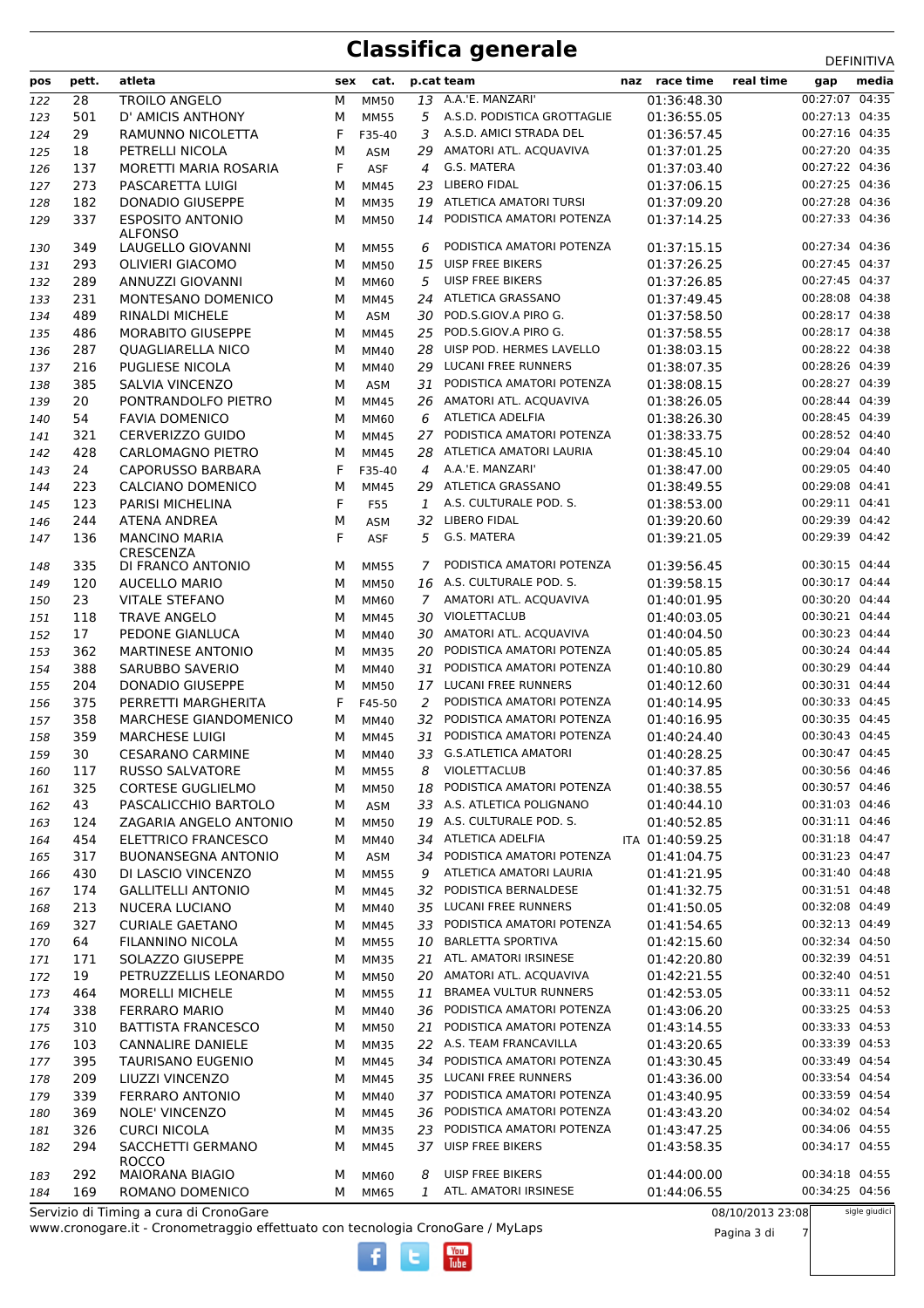# Classifica generale

DEFINITIVA

| pos | pett. | atleta | sex | cat. | p.cat | team | naz | race time | real time | gap | media |
|---|---|---|---|---|---|---|---|---|---|---|---|
| 122 | 28 | TROILO ANGELO | M | MM50 | 13 | A.A.'E. MANZARI' | | 01:36:48.30 | | 00:27:07 | 04:35 |
| 123 | 501 | D' AMICIS ANTHONY | M | MM55 | 5 | A.S.D. PODISTICA GROTTAGLIE | | 01:36:55.05 | | 00:27:13 | 04:35 |
| 124 | 29 | RAMUNNO NICOLETTA | F | F35-40 | 3 | A.S.D. AMICI STRADA DEL | | 01:36:57.45 | | 00:27:16 | 04:35 |
| 125 | 18 | PETRELLI NICOLA | M | ASM | 29 | AMATORI ATL. ACQUAVIVA | | 01:37:01.25 | | 00:27:20 | 04:35 |
| 126 | 137 | MORETTI MARIA ROSARIA | F | ASF | 4 | G.S. MATERA | | 01:37:03.40 | | 00:27:22 | 04:36 |
| 127 | 273 | PASCARETTA LUIGI | M | MM45 | 23 | LIBERO FIDAL | | 01:37:06.15 | | 00:27:25 | 04:36 |
| 128 | 182 | DONADIO GIUSEPPE | M | MM35 | 19 | ATLETICA AMATORI TURSI | | 01:37:09.20 | | 00:27:28 | 04:36 |
| 129 | 337 | ESPOSITO ANTONIO ALFONSO | M | MM50 | 14 | PODISTICA AMATORI POTENZA | | 01:37:14.25 | | 00:27:33 | 04:36 |
| 130 | 349 | LAUGELLO GIOVANNI | M | MM55 | 6 | PODISTICA AMATORI POTENZA | | 01:37:15.15 | | 00:27:34 | 04:36 |
| 131 | 293 | OLIVIERI GIACOMO | M | MM50 | 15 | UISP FREE BIKERS | | 01:37:26.25 | | 00:27:45 | 04:37 |
| 132 | 289 | ANNUZZI GIOVANNI | M | MM60 | 5 | UISP FREE BIKERS | | 01:37:26.85 | | 00:27:45 | 04:37 |
| 133 | 231 | MONTESANO DOMENICO | M | MM45 | 24 | ATLETICA GRASSANO | | 01:37:49.45 | | 00:28:08 | 04:38 |
| 134 | 489 | RINALDI MICHELE | M | ASM | 30 | POD.S.GIOV.A PIRO G. | | 01:37:58.50 | | 00:28:17 | 04:38 |
| 135 | 486 | MORABITO GIUSEPPE | M | MM45 | 25 | POD.S.GIOV.A PIRO G. | | 01:37:58.55 | | 00:28:17 | 04:38 |
| 136 | 287 | QUAGLIARELLA NICO | M | MM40 | 28 | UISP POD. HERMES LAVELLO | | 01:38:03.15 | | 00:28:22 | 04:38 |
| 137 | 216 | PUGLIESE NICOLA | M | MM40 | 29 | LUCANI FREE RUNNERS | | 01:38:07.35 | | 00:28:26 | 04:39 |
| 138 | 385 | SALVIA VINCENZO | M | ASM | 31 | PODISTICA AMATORI POTENZA | | 01:38:08.15 | | 00:28:27 | 04:39 |
| 139 | 20 | PONTRANDOLFO PIETRO | M | MM45 | 26 | AMATORI ATL. ACQUAVIVA | | 01:38:26.05 | | 00:28:44 | 04:39 |
| 140 | 54 | FAVIA DOMENICO | M | MM60 | 6 | ATLETICA ADELFIA | | 01:38:26.30 | | 00:28:45 | 04:39 |
| 141 | 321 | CERVERIZZO GUIDO | M | MM45 | 27 | PODISTICA AMATORI POTENZA | | 01:38:33.75 | | 00:28:52 | 04:40 |
| 142 | 428 | CARLOMAGNO PIETRO | M | MM45 | 28 | ATLETICA AMATORI LAURIA | | 01:38:45.10 | | 00:29:04 | 04:40 |
| 143 | 24 | CAPORUSSO BARBARA | F | F35-40 | 4 | A.A.'E. MANZARI' | | 01:38:47.00 | | 00:29:05 | 04:40 |
| 144 | 223 | CALCIANO DOMENICO | M | MM45 | 29 | ATLETICA GRASSANO | | 01:38:49.55 | | 00:29:08 | 04:41 |
| 145 | 123 | PARISI MICHELINA | F | F55 | 1 | A.S. CULTURALE POD. S. | | 01:38:53.00 | | 00:29:11 | 04:41 |
| 146 | 244 | ATENA ANDREA | M | ASM | 32 | LIBERO FIDAL | | 01:39:20.60 | | 00:29:39 | 04:42 |
| 147 | 136 | MANCINO MARIA CRESCENZA | F | ASF | 5 | G.S. MATERA | | 01:39:21.05 | | 00:29:39 | 04:42 |
| 148 | 335 | DI FRANCO ANTONIO | M | MM55 | 7 | PODISTICA AMATORI POTENZA | | 01:39:56.45 | | 00:30:15 | 04:44 |
| 149 | 120 | AUCELLO MARIO | M | MM50 | 16 | A.S. CULTURALE POD. S. | | 01:39:58.15 | | 00:30:17 | 04:44 |
| 150 | 23 | VITALE STEFANO | M | MM60 | 7 | AMATORI ATL. ACQUAVIVA | | 01:40:01.95 | | 00:30:20 | 04:44 |
| 151 | 118 | TRAVE ANGELO | M | MM45 | 30 | VIOLETTACLUB | | 01:40:03.05 | | 00:30:21 | 04:44 |
| 152 | 17 | PEDONE GIANLUCA | M | MM40 | 30 | AMATORI ATL. ACQUAVIVA | | 01:40:04.50 | | 00:30:23 | 04:44 |
| 153 | 362 | MARTINESE ANTONIO | M | MM35 | 20 | PODISTICA AMATORI POTENZA | | 01:40:05.85 | | 00:30:24 | 04:44 |
| 154 | 388 | SARUBBO SAVERIO | M | MM40 | 31 | PODISTICA AMATORI POTENZA | | 01:40:10.80 | | 00:30:29 | 04:44 |
| 155 | 204 | DONADIO GIUSEPPE | M | MM50 | 17 | LUCANI FREE RUNNERS | | 01:40:12.60 | | 00:30:31 | 04:44 |
| 156 | 375 | PERRETTI MARGHERITA | F | F45-50 | 2 | PODISTICA AMATORI POTENZA | | 01:40:14.95 | | 00:30:33 | 04:45 |
| 157 | 358 | MARCHESE GIANDOMENICO | M | MM40 | 32 | PODISTICA AMATORI POTENZA | | 01:40:16.95 | | 00:30:35 | 04:45 |
| 158 | 359 | MARCHESE LUIGI | M | MM45 | 31 | PODISTICA AMATORI POTENZA | | 01:40:24.40 | | 00:30:43 | 04:45 |
| 159 | 30 | CESARANO CARMINE | M | MM40 | 33 | G.S.ATLETICA AMATORI | | 01:40:28.25 | | 00:30:47 | 04:45 |
| 160 | 117 | RUSSO SALVATORE | M | MM55 | 8 | VIOLETTACLUB | | 01:40:37.85 | | 00:30:56 | 04:46 |
| 161 | 325 | CORTESE GUGLIELMO | M | MM50 | 18 | PODISTICA AMATORI POTENZA | | 01:40:38.55 | | 00:30:57 | 04:46 |
| 162 | 43 | PASCALICCHIO BARTOLO | M | ASM | 33 | A.S. ATLETICA POLIGNANO | | 01:40:44.10 | | 00:31:03 | 04:46 |
| 163 | 124 | ZAGARIA ANGELO ANTONIO | M | MM50 | 19 | A.S. CULTURALE POD. S. | | 01:40:52.85 | | 00:31:11 | 04:46 |
| 164 | 454 | ELETTRICO FRANCESCO | M | MM40 | 34 | ATLETICA ADELFIA | ITA | 01:40:59.25 | | 00:31:18 | 04:47 |
| 165 | 317 | BUONANSEGNA ANTONIO | M | ASM | 34 | PODISTICA AMATORI POTENZA | | 01:41:04.75 | | 00:31:23 | 04:47 |
| 166 | 430 | DI LASCIO VINCENZO | M | MM55 | 9 | ATLETICA AMATORI LAURIA | | 01:41:21.95 | | 00:31:40 | 04:48 |
| 167 | 174 | GALLITELLI ANTONIO | M | MM45 | 32 | PODISTICA BERNALDESE | | 01:41:32.75 | | 00:31:51 | 04:48 |
| 168 | 213 | NUCERA LUCIANO | M | MM40 | 35 | LUCANI FREE RUNNERS | | 01:41:50.05 | | 00:32:08 | 04:49 |
| 169 | 327 | CURIALE GAETANO | M | MM45 | 33 | PODISTICA AMATORI POTENZA | | 01:41:54.65 | | 00:32:13 | 04:49 |
| 170 | 64 | FILANNINO NICOLA | M | MM55 | 10 | BARLETTA SPORTIVA | | 01:42:15.60 | | 00:32:34 | 04:50 |
| 171 | 171 | SOLAZZO GIUSEPPE | M | MM35 | 21 | ATL. AMATORI IRSINESE | | 01:42:20.80 | | 00:32:39 | 04:51 |
| 172 | 19 | PETRUZZELLIS LEONARDO | M | MM50 | 20 | AMATORI ATL. ACQUAVIVA | | 01:42:21.55 | | 00:32:40 | 04:51 |
| 173 | 464 | MORELLI MICHELE | M | MM55 | 11 | BRAMEA VULTUR RUNNERS | | 01:42:53.05 | | 00:33:11 | 04:52 |
| 174 | 338 | FERRARO MARIO | M | MM40 | 36 | PODISTICA AMATORI POTENZA | | 01:43:06.20 | | 00:33:25 | 04:53 |
| 175 | 310 | BATTISTA FRANCESCO | M | MM50 | 21 | PODISTICA AMATORI POTENZA | | 01:43:14.55 | | 00:33:33 | 04:53 |
| 176 | 103 | CANNALIRE DANIELE | M | MM35 | 22 | A.S. TEAM FRANCAVILLA | | 01:43:20.65 | | 00:33:39 | 04:53 |
| 177 | 395 | TAURISANO EUGENIO | M | MM45 | 34 | PODISTICA AMATORI POTENZA | | 01:43:30.45 | | 00:33:49 | 04:54 |
| 178 | 209 | LIUZZI VINCENZO | M | MM45 | 35 | LUCANI FREE RUNNERS | | 01:43:36.00 | | 00:33:54 | 04:54 |
| 179 | 339 | FERRARO ANTONIO | M | MM40 | 37 | PODISTICA AMATORI POTENZA | | 01:43:40.95 | | 00:33:59 | 04:54 |
| 180 | 369 | NOLE' VINCENZO | M | MM45 | 36 | PODISTICA AMATORI POTENZA | | 01:43:43.20 | | 00:34:02 | 04:54 |
| 181 | 326 | CURCI NICOLA | M | MM35 | 23 | PODISTICA AMATORI POTENZA | | 01:43:47.25 | | 00:34:06 | 04:55 |
| 182 | 294 | SACCHETTI GERMANO ROCCO | M | MM45 | 37 | UISP FREE BIKERS | | 01:43:58.35 | | 00:34:17 | 04:55 |
| 183 | 292 | MAIORANA BIAGIO | M | MM60 | 8 | UISP FREE BIKERS | | 01:44:00.00 | | 00:34:18 | 04:55 |
| 184 | 169 | ROMANO DOMENICO | M | MM65 | 1 | ATL. AMATORI IRSINESE | | 01:44:06.55 | | 00:34:25 | 04:56 |

Servizio di Timing a cura di CronoGare
www.cronogare.it - Cronometraggio effettuato con tecnologia CronoGare / MyLaps

08/10/2013 23:08

sigle giudici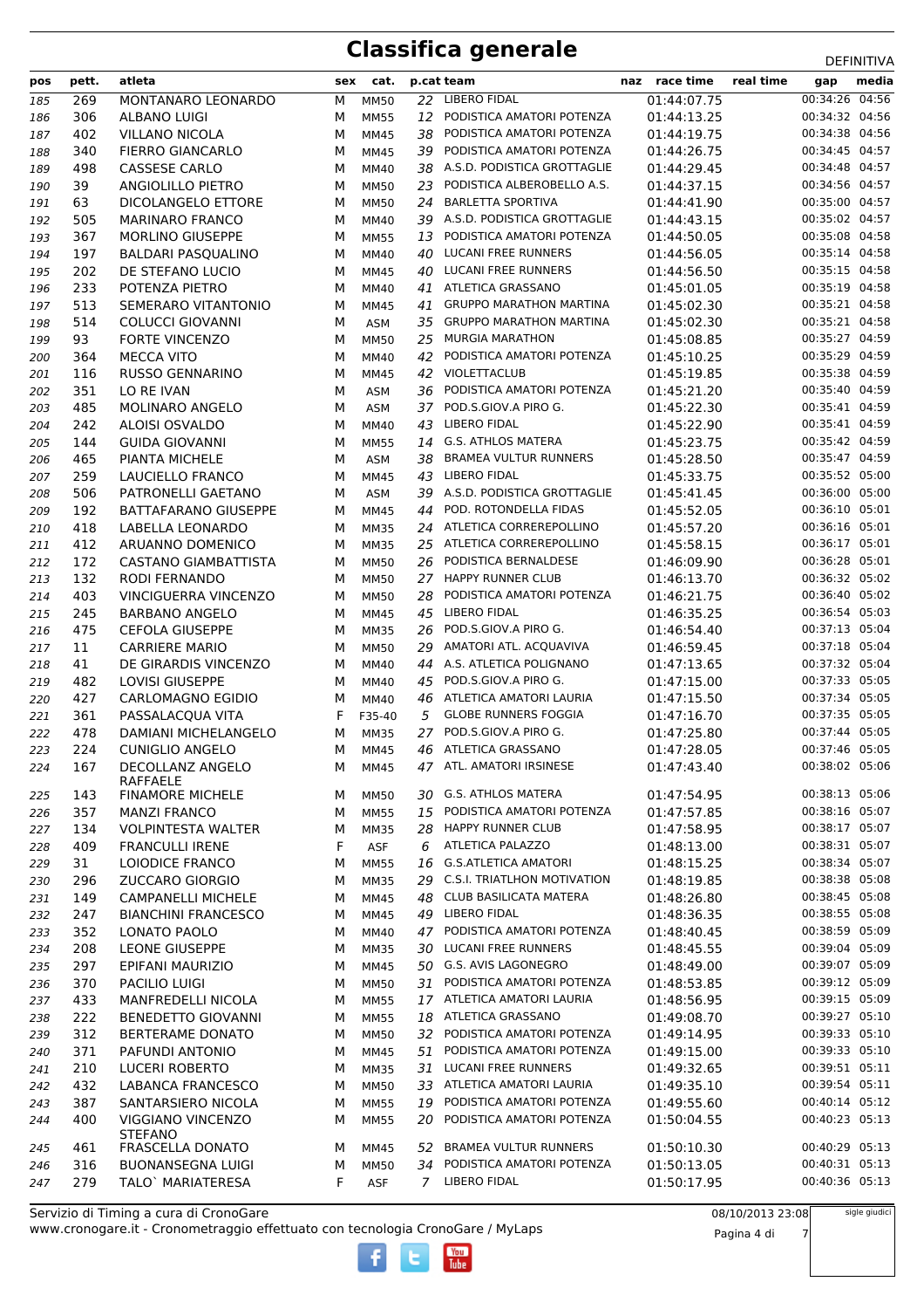# Classifica generale

DEFINITIVA

| pos | pett. | atleta | sex | cat. | p.cat | team | naz | race time | real time | gap | media |
|---|---|---|---|---|---|---|---|---|---|---|---|
| 185 | 269 | MONTANARO LEONARDO | M | MM50 | 22 | LIBERO FIDAL | | 01:44:07.75 | | 00:34:26 | 04:56 |
| 186 | 306 | ALBANO LUIGI | M | MM55 | 12 | PODISTICA AMATORI POTENZA | | 01:44:13.25 | | 00:34:32 | 04:56 |
| 187 | 402 | VILLANO NICOLA | M | MM45 | 38 | PODISTICA AMATORI POTENZA | | 01:44:19.75 | | 00:34:38 | 04:56 |
| 188 | 340 | FIERRO GIANCARLO | M | MM45 | 39 | PODISTICA AMATORI POTENZA | | 01:44:26.75 | | 00:34:45 | 04:57 |
| 189 | 498 | CASSESE CARLO | M | MM40 | 38 | A.S.D. PODISTICA GROTTAGLIE | | 01:44:29.45 | | 00:34:48 | 04:57 |
| 190 | 39 | ANGIOLILLO PIETRO | M | MM50 | 23 | PODISTICA ALBEROBELLO A.S. | | 01:44:37.15 | | 00:34:56 | 04:57 |
| 191 | 63 | DICOLANGELO ETTORE | M | MM50 | 24 | BARLETTA SPORTIVA | | 01:44:41.90 | | 00:35:00 | 04:57 |
| 192 | 505 | MARINARO FRANCO | M | MM40 | 39 | A.S.D. PODISTICA GROTTAGLIE | | 01:44:43.15 | | 00:35:02 | 04:57 |
| 193 | 367 | MORLINO GIUSEPPE | M | MM55 | 13 | PODISTICA AMATORI POTENZA | | 01:44:50.05 | | 00:35:08 | 04:58 |
| 194 | 197 | BALDARI PASQUALINO | M | MM40 | 40 | LUCANI FREE RUNNERS | | 01:44:56.05 | | 00:35:14 | 04:58 |
| 195 | 202 | DE STEFANO LUCIO | M | MM45 | 40 | LUCANI FREE RUNNERS | | 01:44:56.50 | | 00:35:15 | 04:58 |
| 196 | 233 | POTENZA PIETRO | M | MM40 | 41 | ATLETICA GRASSANO | | 01:45:01.05 | | 00:35:19 | 04:58 |
| 197 | 513 | SEMERARO VITANTONIO | M | MM45 | 41 | GRUPPO MARATHON MARTINA | | 01:45:02.30 | | 00:35:21 | 04:58 |
| 198 | 514 | COLUCCI GIOVANNI | M | ASM | 35 | GRUPPO MARATHON MARTINA | | 01:45:02.30 | | 00:35:21 | 04:58 |
| 199 | 93 | FORTE VINCENZO | M | MM50 | 25 | MURGIA MARATHON | | 01:45:08.85 | | 00:35:27 | 04:59 |
| 200 | 364 | MECCA VITO | M | MM40 | 42 | PODISTICA AMATORI POTENZA | | 01:45:10.25 | | 00:35:29 | 04:59 |
| 201 | 116 | RUSSO GENNARINO | M | MM45 | 42 | VIOLETTACLUB | | 01:45:19.85 | | 00:35:38 | 04:59 |
| 202 | 351 | LO RE IVAN | M | ASM | 36 | PODISTICA AMATORI POTENZA | | 01:45:21.20 | | 00:35:40 | 04:59 |
| 203 | 485 | MOLINARO ANGELO | M | ASM | 37 | POD.S.GIOV.A PIRO G. | | 01:45:22.30 | | 00:35:41 | 04:59 |
| 204 | 242 | ALOISI OSVALDO | M | MM40 | 43 | LIBERO FIDAL | | 01:45:22.90 | | 00:35:41 | 04:59 |
| 205 | 144 | GUIDA GIOVANNI | M | MM55 | 14 | G.S. ATHLOS MATERA | | 01:45:23.75 | | 00:35:42 | 04:59 |
| 206 | 465 | PIANTA MICHELE | M | ASM | 38 | BRAMEA VULTUR RUNNERS | | 01:45:28.50 | | 00:35:47 | 04:59 |
| 207 | 259 | LAUCIELLO FRANCO | M | MM45 | 43 | LIBERO FIDAL | | 01:45:33.75 | | 00:35:52 | 05:00 |
| 208 | 506 | PATRONELLI GAETANO | M | ASM | 39 | A.S.D. PODISTICA GROTTAGLIE | | 01:45:41.45 | | 00:36:00 | 05:00 |
| 209 | 192 | BATTAFARANO GIUSEPPE | M | MM45 | 44 | POD. ROTONDELLA FIDAS | | 01:45:52.05 | | 00:36:10 | 05:01 |
| 210 | 418 | LABELLA LEONARDO | M | MM35 | 24 | ATLETICA CORREREPOLLINO | | 01:45:57.20 | | 00:36:16 | 05:01 |
| 211 | 412 | ARUANNO DOMENICO | M | MM35 | 25 | ATLETICA CORREREPOLLINO | | 01:45:58.15 | | 00:36:17 | 05:01 |
| 212 | 172 | CASTANO GIAMBATTISTA | M | MM50 | 26 | PODISTICA BERNALDESE | | 01:46:09.90 | | 00:36:28 | 05:01 |
| 213 | 132 | RODI FERNANDO | M | MM50 | 27 | HAPPY RUNNER CLUB | | 01:46:13.70 | | 00:36:32 | 05:02 |
| 214 | 403 | VINCIGUERRA VINCENZO | M | MM50 | 28 | PODISTICA AMATORI POTENZA | | 01:46:21.75 | | 00:36:40 | 05:02 |
| 215 | 245 | BARBANO ANGELO | M | MM45 | 45 | LIBERO FIDAL | | 01:46:35.25 | | 00:36:54 | 05:03 |
| 216 | 475 | CEFOLA GIUSEPPE | M | MM35 | 26 | POD.S.GIOV.A PIRO G. | | 01:46:54.40 | | 00:37:13 | 05:04 |
| 217 | 11 | CARRIERE MARIO | M | MM50 | 29 | AMATORI ATL. ACQUAVIVA | | 01:46:59.45 | | 00:37:18 | 05:04 |
| 218 | 41 | DE GIRARDIS VINCENZO | M | MM40 | 44 | A.S. ATLETICA POLIGNANO | | 01:47:13.65 | | 00:37:32 | 05:04 |
| 219 | 482 | LOVISI GIUSEPPE | M | MM40 | 45 | POD.S.GIOV.A PIRO G. | | 01:47:15.00 | | 00:37:33 | 05:05 |
| 220 | 427 | CARLOMAGNO EGIDIO | M | MM40 | 46 | ATLETICA AMATORI LAURIA | | 01:47:15.50 | | 00:37:34 | 05:05 |
| 221 | 361 | PASSALACQUA VITA | F | F35-40 | 5 | GLOBE RUNNERS FOGGIA | | 01:47:16.70 | | 00:37:35 | 05:05 |
| 222 | 478 | DAMIANI MICHELANGELO | M | MM35 | 27 | POD.S.GIOV.A PIRO G. | | 01:47:25.80 | | 00:37:44 | 05:05 |
| 223 | 224 | CUNIGLIO ANGELO | M | MM45 | 46 | ATLETICA GRASSANO | | 01:47:28.05 | | 00:37:46 | 05:05 |
| 224 | 167 | DECOLLANZ ANGELO RAFFAELE | M | MM45 | 47 | ATL. AMATORI IRSINESE | | 01:47:43.40 | | 00:38:02 | 05:06 |
| 225 | 143 | FINAMORE MICHELE | M | MM50 | 30 | G.S. ATHLOS MATERA | | 01:47:54.95 | | 00:38:13 | 05:06 |
| 226 | 357 | MANZI FRANCO | M | MM55 | 15 | PODISTICA AMATORI POTENZA | | 01:47:57.85 | | 00:38:16 | 05:07 |
| 227 | 134 | VOLPINTESTA WALTER | M | MM35 | 28 | HAPPY RUNNER CLUB | | 01:47:58.95 | | 00:38:17 | 05:07 |
| 228 | 409 | FRANCULLI IRENE | F | ASF | 6 | ATLETICA PALAZZO | | 01:48:13.00 | | 00:38:31 | 05:07 |
| 229 | 31 | LOIODICE FRANCO | M | MM55 | 16 | G.S.ATLETICA AMATORI | | 01:48:15.25 | | 00:38:34 | 05:07 |
| 230 | 296 | ZUCCARO GIORGIO | M | MM35 | 29 | C.S.I. TRIATLHON MOTIVATION | | 01:48:19.85 | | 00:38:38 | 05:08 |
| 231 | 149 | CAMPANELLI MICHELE | M | MM45 | 48 | CLUB BASILICATA MATERA | | 01:48:26.80 | | 00:38:45 | 05:08 |
| 232 | 247 | BIANCHINI FRANCESCO | M | MM45 | 49 | LIBERO FIDAL | | 01:48:36.35 | | 00:38:55 | 05:08 |
| 233 | 352 | LONATO PAOLO | M | MM40 | 47 | PODISTICA AMATORI POTENZA | | 01:48:40.45 | | 00:38:59 | 05:09 |
| 234 | 208 | LEONE GIUSEPPE | M | MM35 | 30 | LUCANI FREE RUNNERS | | 01:48:45.55 | | 00:39:04 | 05:09 |
| 235 | 297 | EPIFANI MAURIZIO | M | MM45 | 50 | G.S. AVIS LAGONEGRO | | 01:48:49.00 | | 00:39:07 | 05:09 |
| 236 | 370 | PACILIO LUIGI | M | MM50 | 31 | PODISTICA AMATORI POTENZA | | 01:48:53.85 | | 00:39:12 | 05:09 |
| 237 | 433 | MANFREDELLI NICOLA | M | MM55 | 17 | ATLETICA AMATORI LAURIA | | 01:48:56.95 | | 00:39:15 | 05:09 |
| 238 | 222 | BENEDETTO GIOVANNI | M | MM55 | 18 | ATLETICA GRASSANO | | 01:49:08.70 | | 00:39:27 | 05:10 |
| 239 | 312 | BERTERAME DONATO | M | MM50 | 32 | PODISTICA AMATORI POTENZA | | 01:49:14.95 | | 00:39:33 | 05:10 |
| 240 | 371 | PAFUNDI ANTONIO | M | MM45 | 51 | PODISTICA AMATORI POTENZA | | 01:49:15.00 | | 00:39:33 | 05:10 |
| 241 | 210 | LUCERI ROBERTO | M | MM35 | 31 | LUCANI FREE RUNNERS | | 01:49:32.65 | | 00:39:51 | 05:11 |
| 242 | 432 | LABANCA FRANCESCO | M | MM50 | 33 | ATLETICA AMATORI LAURIA | | 01:49:35.10 | | 00:39:54 | 05:11 |
| 243 | 387 | SANTARSIERO NICOLA | M | MM55 | 19 | PODISTICA AMATORI POTENZA | | 01:49:55.60 | | 00:40:14 | 05:12 |
| 244 | 400 | VIGGIANO VINCENZO STEFANO | M | MM55 | 20 | PODISTICA AMATORI POTENZA | | 01:50:04.55 | | 00:40:23 | 05:13 |
| 245 | 461 | FRASCELLA DONATO | M | MM45 | 52 | BRAMEA VULTUR RUNNERS | | 01:50:10.30 | | 00:40:29 | 05:13 |
| 246 | 316 | BUONANSEGNA LUIGI | M | MM50 | 34 | PODISTICA AMATORI POTENZA | | 01:50:13.05 | | 00:40:31 | 05:13 |
| 247 | 279 | TALO` MARIATERESA | F | ASF | 7 | LIBERO FIDAL | | 01:50:17.95 | | 00:40:36 | 05:13 |

Servizio di Timing a cura di CronoGare
www.cronogare.it - Cronometraggio effettuato con tecnologia CronoGare / MyLaps

08/10/2013 23:08

sigle giudici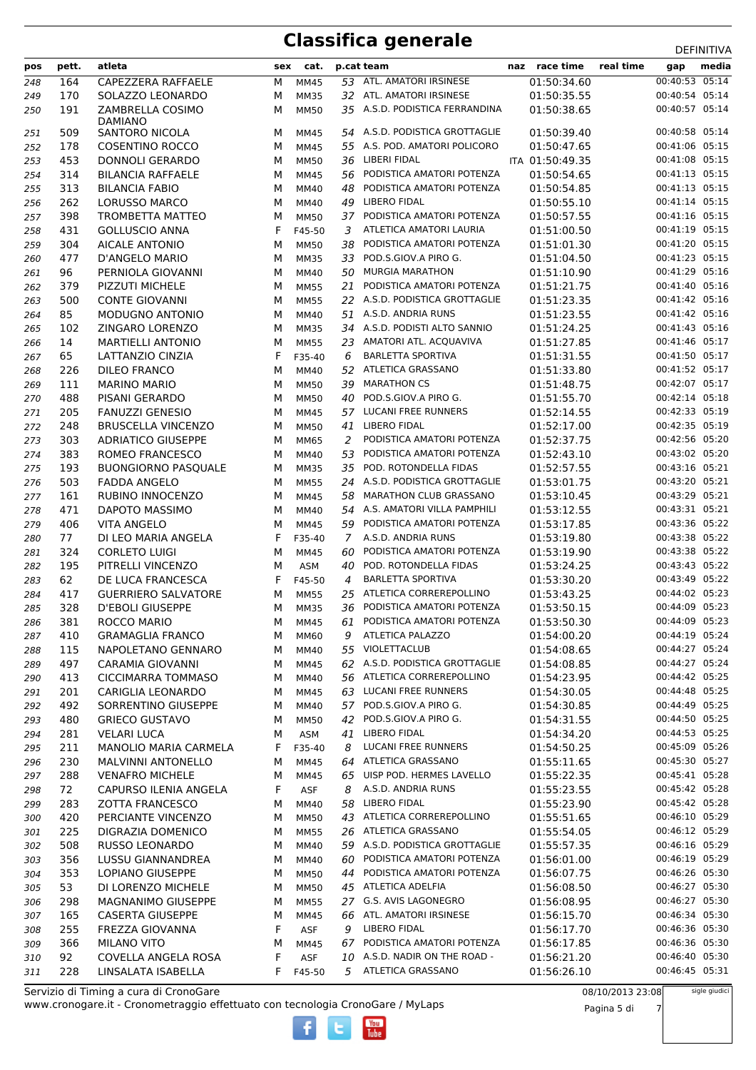# Classifica generale

DEFINITIVA

| pos | pett. | atleta | sex | cat. | p.cat | team | naz | race time | real time | gap | media |
|---|---|---|---|---|---|---|---|---|---|---|---|
| 248 | 164 | CAPEZZERA RAFFAELE | M | MM45 | 53 | ATL. AMATORI IRSINESE | | 01:50:34.60 | | 00:40:53 | 05:14 |
| 249 | 170 | SOLAZZO LEONARDO | M | MM35 | 32 | ATL. AMATORI IRSINESE | | 01:50:35.55 | | 00:40:54 | 05:14 |
| 250 | 191 | ZAMBRELLA COSIMO DAMIANO | M | MM50 | 35 | A.S.D. PODISTICA FERRANDINA | | 01:50:38.65 | | 00:40:57 | 05:14 |
| 251 | 509 | SANTORO NICOLA | M | MM45 | 54 | A.S.D. PODISTICA GROTTAGLIE | | 01:50:39.40 | | 00:40:58 | 05:14 |
| 252 | 178 | COSENTINO ROCCO | M | MM45 | 55 | A.S. POD. AMATORI POLICORO | | 01:50:47.65 | | 00:41:06 | 05:15 |
| 253 | 453 | DONNOLI GERARDO | M | MM50 | 36 | LIBERI FIDAL | ITA | 01:50:49.35 | | 00:41:08 | 05:15 |
| 254 | 314 | BILANCIA RAFFAELE | M | MM45 | 56 | PODISTICA AMATORI POTENZA | | 01:50:54.65 | | 00:41:13 | 05:15 |
| 255 | 313 | BILANCIA FABIO | M | MM40 | 48 | PODISTICA AMATORI POTENZA | | 01:50:54.85 | | 00:41:13 | 05:15 |
| 256 | 262 | LORUSSO MARCO | M | MM40 | 49 | LIBERO FIDAL | | 01:50:55.10 | | 00:41:14 | 05:15 |
| 257 | 398 | TROMBETTA MATTEO | M | MM50 | 37 | PODISTICA AMATORI POTENZA | | 01:50:57.55 | | 00:41:16 | 05:15 |
| 258 | 431 | GOLLUSCIO ANNA | F | F45-50 | 3 | ATLETICA AMATORI LAURIA | | 01:51:00.50 | | 00:41:19 | 05:15 |
| 259 | 304 | AICALE ANTONIO | M | MM50 | 38 | PODISTICA AMATORI POTENZA | | 01:51:01.30 | | 00:41:20 | 05:15 |
| 260 | 477 | D'ANGELO MARIO | M | MM35 | 33 | POD.S.GIOV.A PIRO G. | | 01:51:04.50 | | 00:41:23 | 05:15 |
| 261 | 96 | PERNIOLA GIOVANNI | M | MM40 | 50 | MURGIA MARATHON | | 01:51:10.90 | | 00:41:29 | 05:16 |
| 262 | 379 | PIZZUTI MICHELE | M | MM55 | 21 | PODISTICA AMATORI POTENZA | | 01:51:21.75 | | 00:41:40 | 05:16 |
| 263 | 500 | CONTE GIOVANNI | M | MM55 | 22 | A.S.D. PODISTICA GROTTAGLIE | | 01:51:23.35 | | 00:41:42 | 05:16 |
| 264 | 85 | MODUGNO ANTONIO | M | MM40 | 51 | A.S.D. ANDRIA RUNS | | 01:51:23.55 | | 00:41:42 | 05:16 |
| 265 | 102 | ZINGARO LORENZO | M | MM35 | 34 | A.S.D. PODISTI ALTO SANNIO | | 01:51:24.25 | | 00:41:43 | 05:16 |
| 266 | 14 | MARTIELLI ANTONIO | M | MM55 | 23 | AMATORI ATL. ACQUAVIVA | | 01:51:27.85 | | 00:41:46 | 05:17 |
| 267 | 65 | LATTANZIO CINZIA | F | F35-40 | 6 | BARLETTA SPORTIVA | | 01:51:31.55 | | 00:41:50 | 05:17 |
| 268 | 226 | DILEO FRANCO | M | MM40 | 52 | ATLETICA GRASSANO | | 01:51:33.80 | | 00:41:52 | 05:17 |
| 269 | 111 | MARINO MARIO | M | MM50 | 39 | MARATHON CS | | 01:51:48.75 | | 00:42:07 | 05:17 |
| 270 | 488 | PISANI GERARDO | M | MM50 | 40 | POD.S.GIOV.A PIRO G. | | 01:51:55.70 | | 00:42:14 | 05:18 |
| 271 | 205 | FANUZZI GENESIO | M | MM45 | 57 | LUCANI FREE RUNNERS | | 01:52:14.55 | | 00:42:33 | 05:19 |
| 272 | 248 | BRUSCELLA VINCENZO | M | MM50 | 41 | LIBERO FIDAL | | 01:52:17.00 | | 00:42:35 | 05:19 |
| 273 | 303 | ADRIATICO GIUSEPPE | M | MM65 | 2 | PODISTICA AMATORI POTENZA | | 01:52:37.75 | | 00:42:56 | 05:20 |
| 274 | 383 | ROMEO FRANCESCO | M | MM40 | 53 | PODISTICA AMATORI POTENZA | | 01:52:43.10 | | 00:43:02 | 05:20 |
| 275 | 193 | BUONGIORNO PASQUALE | M | MM35 | 35 | POD. ROTONDELLA FIDAS | | 01:52:57.55 | | 00:43:16 | 05:21 |
| 276 | 503 | FADDA ANGELO | M | MM55 | 24 | A.S.D. PODISTICA GROTTAGLIE | | 01:53:01.75 | | 00:43:20 | 05:21 |
| 277 | 161 | RUBINO INNOCENZO | M | MM45 | 58 | MARATHON CLUB GRASSANO | | 01:53:10.45 | | 00:43:29 | 05:21 |
| 278 | 471 | DAPOTO MASSIMO | M | MM40 | 54 | A.S. AMATORI VILLA PAMPHILI | | 01:53:12.55 | | 00:43:31 | 05:21 |
| 279 | 406 | VITA ANGELO | M | MM45 | 59 | PODISTICA AMATORI POTENZA | | 01:53:17.85 | | 00:43:36 | 05:22 |
| 280 | 77 | DI LEO MARIA ANGELA | F | F35-40 | 7 | A.S.D. ANDRIA RUNS | | 01:53:19.80 | | 00:43:38 | 05:22 |
| 281 | 324 | CORLETO LUIGI | M | MM45 | 60 | PODISTICA AMATORI POTENZA | | 01:53:19.90 | | 00:43:38 | 05:22 |
| 282 | 195 | PITRELLI VINCENZO | M | ASM | 40 | POD. ROTONDELLA FIDAS | | 01:53:24.25 | | 00:43:43 | 05:22 |
| 283 | 62 | DE LUCA FRANCESCA | F | F45-50 | 4 | BARLETTA SPORTIVA | | 01:53:30.20 | | 00:43:49 | 05:22 |
| 284 | 417 | GUERRIERO SALVATORE | M | MM55 | 25 | ATLETICA CORREREPOLLINO | | 01:53:43.25 | | 00:44:02 | 05:23 |
| 285 | 328 | D'EBOLI GIUSEPPE | M | MM35 | 36 | PODISTICA AMATORI POTENZA | | 01:53:50.15 | | 00:44:09 | 05:23 |
| 286 | 381 | ROCCO MARIO | M | MM45 | 61 | PODISTICA AMATORI POTENZA | | 01:53:50.30 | | 00:44:09 | 05:23 |
| 287 | 410 | GRAMAGLIA FRANCO | M | MM60 | 9 | ATLETICA PALAZZO | | 01:54:00.20 | | 00:44:19 | 05:24 |
| 288 | 115 | NAPOLETANO GENNARO | M | MM40 | 55 | VIOLETTACLUB | | 01:54:08.65 | | 00:44:27 | 05:24 |
| 289 | 497 | CARAMIA GIOVANNI | M | MM45 | 62 | A.S.D. PODISTICA GROTTAGLIE | | 01:54:08.85 | | 00:44:27 | 05:24 |
| 290 | 413 | CICCIMARRA TOMMASO | M | MM40 | 56 | ATLETICA CORREREPOLLINO | | 01:54:23.95 | | 00:44:42 | 05:25 |
| 291 | 201 | CARIGLIA LEONARDO | M | MM45 | 63 | LUCANI FREE RUNNERS | | 01:54:30.05 | | 00:44:48 | 05:25 |
| 292 | 492 | SORRENTINO GIUSEPPE | M | MM40 | 57 | POD.S.GIOV.A PIRO G. | | 01:54:30.85 | | 00:44:49 | 05:25 |
| 293 | 480 | GRIECO GUSTAVO | M | MM50 | 42 | POD.S.GIOV.A PIRO G. | | 01:54:31.55 | | 00:44:50 | 05:25 |
| 294 | 281 | VELARI LUCA | M | ASM | 41 | LIBERO FIDAL | | 01:54:34.20 | | 00:44:53 | 05:25 |
| 295 | 211 | MANOLIO MARIA CARMELA | F | F35-40 | 8 | LUCANI FREE RUNNERS | | 01:54:50.25 | | 00:45:09 | 05:26 |
| 296 | 230 | MALVINNI ANTONELLO | M | MM45 | 64 | ATLETICA GRASSANO | | 01:55:11.65 | | 00:45:30 | 05:27 |
| 297 | 288 | VENAFRO MICHELE | M | MM45 | 65 | UISP POD. HERMES LAVELLO | | 01:55:22.35 | | 00:45:41 | 05:28 |
| 298 | 72 | CAPURSO ILENIA ANGELA | F | ASF | 8 | A.S.D. ANDRIA RUNS | | 01:55:23.55 | | 00:45:42 | 05:28 |
| 299 | 283 | ZOTTA FRANCESCO | M | MM40 | 58 | LIBERO FIDAL | | 01:55:23.90 | | 00:45:42 | 05:28 |
| 300 | 420 | PERCIANTE VINCENZO | M | MM50 | 43 | ATLETICA CORREREPOLLINO | | 01:55:51.65 | | 00:46:10 | 05:29 |
| 301 | 225 | DIGRAZIA DOMENICO | M | MM55 | 26 | ATLETICA GRASSANO | | 01:55:54.05 | | 00:46:12 | 05:29 |
| 302 | 508 | RUSSO LEONARDO | M | MM40 | 59 | A.S.D. PODISTICA GROTTAGLIE | | 01:55:57.35 | | 00:46:16 | 05:29 |
| 303 | 356 | LUSSU GIANNANDREA | M | MM40 | 60 | PODISTICA AMATORI POTENZA | | 01:56:01.00 | | 00:46:19 | 05:29 |
| 304 | 353 | LOPIANO GIUSEPPE | M | MM50 | 44 | PODISTICA AMATORI POTENZA | | 01:56:07.75 | | 00:46:26 | 05:30 |
| 305 | 53 | DI LORENZO MICHELE | M | MM50 | 45 | ATLETICA ADELFIA | | 01:56:08.50 | | 00:46:27 | 05:30 |
| 306 | 298 | MAGNANIMO GIUSEPPE | M | MM55 | 27 | G.S. AVIS LAGONEGRO | | 01:56:08.95 | | 00:46:27 | 05:30 |
| 307 | 165 | CASERTA GIUSEPPE | M | MM45 | 66 | ATL. AMATORI IRSINESE | | 01:56:15.70 | | 00:46:34 | 05:30 |
| 308 | 255 | FREZZA GIOVANNA | F | ASF | 9 | LIBERO FIDAL | | 01:56:17.70 | | 00:46:36 | 05:30 |
| 309 | 366 | MILANO VITO | M | MM45 | 67 | PODISTICA AMATORI POTENZA | | 01:56:17.85 | | 00:46:36 | 05:30 |
| 310 | 92 | COVELLA ANGELA ROSA | F | ASF | 10 | A.S.D. NADIR ON THE ROAD - | | 01:56:21.20 | | 00:46:40 | 05:30 |
| 311 | 228 | LINSALATA ISABELLA | F | F45-50 | 5 | ATLETICA GRASSANO | | 01:56:26.10 | | 00:46:45 | 05:31 |

Servizio di Timing a cura di CronoGare
www.cronogare.it - Cronometraggio effettuato con tecnologia CronoGare / MyLaps

08/10/2013 23:08

sigle giudici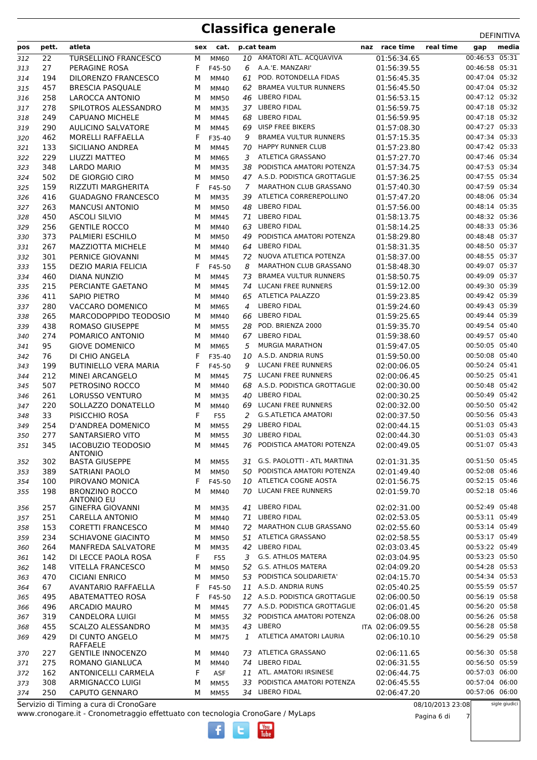# Classifica generale

DEFINITIVA

| pos | pett. | atleta | sex | cat. | p.cat | team | naz | race time | real time | gap | media |
|---|---|---|---|---|---|---|---|---|---|---|---|
| 312 | 22 | TURSELLINO FRANCESCO | M | MM60 | 10 | AMATORI ATL. ACQUAVIVA | | 01:56:34.65 | | 00:46:53 | 05:31 |
| 313 | 27 | PERAGINE ROSA | F | F45-50 | 6 | A.A.'E. MANZARI' | | 01:56:39.55 | | 00:46:58 | 05:31 |
| 314 | 194 | DILORENZO FRANCESCO | M | MM40 | 61 | POD. ROTONDELLA FIDAS | | 01:56:45.35 | | 00:47:04 | 05:32 |
| 315 | 457 | BRESCIA PASQUALE | M | MM40 | 62 | BRAMEA VULTUR RUNNERS | | 01:56:45.50 | | 00:47:04 | 05:32 |
| 316 | 258 | LAROCCA ANTONIO | M | MM50 | 46 | LIBERO FIDAL | | 01:56:53.15 | | 00:47:12 | 05:32 |
| 317 | 278 | SPILOTROS ALESSANDRO | M | MM35 | 37 | LIBERO FIDAL | | 01:56:59.75 | | 00:47:18 | 05:32 |
| 318 | 249 | CAPUANO MICHELE | M | MM45 | 68 | LIBERO FIDAL | | 01:56:59.95 | | 00:47:18 | 05:32 |
| 319 | 290 | AULICINO SALVATORE | M | MM45 | 69 | UISP FREE BIKERS | | 01:57:08.30 | | 00:47:27 | 05:33 |
| 320 | 462 | MORELLI RAFFAELLA | F | F35-40 | 9 | BRAMEA VULTUR RUNNERS | | 01:57:15.35 | | 00:47:34 | 05:33 |
| 321 | 133 | SICILIANO ANDREA | M | MM45 | 70 | HAPPY RUNNER CLUB | | 01:57:23.80 | | 00:47:42 | 05:33 |
| 322 | 229 | LIUZZI MATTEO | M | MM65 | 3 | ATLETICA GRASSANO | | 01:57:27.70 | | 00:47:46 | 05:34 |
| 323 | 348 | LARDO MARIO | M | MM35 | 38 | PODISTICA AMATORI POTENZA | | 01:57:34.75 | | 00:47:53 | 05:34 |
| 324 | 502 | DE GIORGIO CIRO | M | MM50 | 47 | A.S.D. PODISTICA GROTTAGLIE | | 01:57:36.25 | | 00:47:55 | 05:34 |
| 325 | 159 | RIZZUTI MARGHERITA | F | F45-50 | 7 | MARATHON CLUB GRASSANO | | 01:57:40.30 | | 00:47:59 | 05:34 |
| 326 | 416 | GUADAGNO FRANCESCO | M | MM35 | 39 | ATLETICA CORREREPOLLINO | | 01:57:47.20 | | 00:48:06 | 05:34 |
| 327 | 263 | MANCUSI ANTONIO | M | MM50 | 48 | LIBERO FIDAL | | 01:57:56.00 | | 00:48:14 | 05:35 |
| 328 | 450 | ASCOLI SILVIO | M | MM45 | 71 | LIBERO FIDAL | | 01:58:13.75 | | 00:48:32 | 05:36 |
| 329 | 256 | GENTILE ROCCO | M | MM40 | 63 | LIBERO FIDAL | | 01:58:14.25 | | 00:48:33 | 05:36 |
| 330 | 373 | PALMIERI ESCHILO | M | MM50 | 49 | PODISTICA AMATORI POTENZA | | 01:58:29.80 | | 00:48:48 | 05:37 |
| 331 | 267 | MAZZIOTTA MICHELE | M | MM40 | 64 | LIBERO FIDAL | | 01:58:31.35 | | 00:48:50 | 05:37 |
| 332 | 301 | PERNICE GIOVANNI | M | MM45 | 72 | NUOVA ATLETICA POTENZA | | 01:58:37.00 | | 00:48:55 | 05:37 |
| 333 | 155 | DEZIO MARIA FELICIA | F | F45-50 | 8 | MARATHON CLUB GRASSANO | | 01:58:48.30 | | 00:49:07 | 05:37 |
| 334 | 460 | DIANA NUNZIO | M | MM45 | 73 | BRAMEA VULTUR RUNNERS | | 01:58:50.75 | | 00:49:09 | 05:37 |
| 335 | 215 | PERCIANTE GAETANO | M | MM45 | 74 | LUCANI FREE RUNNERS | | 01:59:12.00 | | 00:49:30 | 05:39 |
| 336 | 411 | SAPIO PIETRO | M | MM40 | 65 | ATLETICA PALAZZO | | 01:59:23.85 | | 00:49:42 | 05:39 |
| 337 | 280 | VACCARO DOMENICO | M | MM65 | 4 | LIBERO FIDAL | | 01:59:24.60 | | 00:49:43 | 05:39 |
| 338 | 265 | MARCODOPPIDO TEODOSIO | M | MM40 | 66 | LIBERO FIDAL | | 01:59:25.65 | | 00:49:44 | 05:39 |
| 339 | 438 | ROMASO GIUSEPPE | M | MM55 | 28 | POD. BRIENZA 2000 | | 01:59:35.70 | | 00:49:54 | 05:40 |
| 340 | 274 | POMARICO ANTONIO | M | MM40 | 67 | LIBERO FIDAL | | 01:59:38.60 | | 00:49:57 | 05:40 |
| 341 | 95 | GIOVE DOMENICO | M | MM65 | 5 | MURGIA MARATHON | | 01:59:47.05 | | 00:50:05 | 05:40 |
| 342 | 76 | DI CHIO ANGELA | F | F35-40 | 10 | A.S.D. ANDRIA RUNS | | 01:59:50.00 | | 00:50:08 | 05:40 |
| 343 | 199 | BUTINIELLO VERA MARIA | F | F45-50 | 9 | LUCANI FREE RUNNERS | | 02:00:06.05 | | 00:50:24 | 05:41 |
| 344 | 212 | MINEI ARCANGELO | M | MM45 | 75 | LUCANI FREE RUNNERS | | 02:00:06.45 | | 00:50:25 | 05:41 |
| 345 | 507 | PETROSINO ROCCO | M | MM40 | 68 | A.S.D. PODISTICA GROTTAGLIE | | 02:00:30.00 | | 00:50:48 | 05:42 |
| 346 | 261 | LORUSSO VENTURO | M | MM35 | 40 | LIBERO FIDAL | | 02:00:30.25 | | 00:50:49 | 05:42 |
| 347 | 220 | SOLLAZZO DONATELLO | M | MM40 | 69 | LUCANI FREE RUNNERS | | 02:00:32.00 | | 00:50:50 | 05:42 |
| 348 | 33 | PISICCHIO ROSA | F | F55 | 2 | G.S.ATLETICA AMATORI | | 02:00:37.50 | | 00:50:56 | 05:43 |
| 349 | 254 | D'ANDREA DOMENICO | M | MM55 | 29 | LIBERO FIDAL | | 02:00:44.15 | | 00:51:03 | 05:43 |
| 350 | 277 | SANTARSIERO VITO | M | MM55 | 30 | LIBERO FIDAL | | 02:00:44.30 | | 00:51:03 | 05:43 |
| 351 | 345 | IACOBUZIO TEODOSIO ANTONIO | M | MM45 | 76 | PODISTICA AMATORI POTENZA | | 02:00:49.05 | | 00:51:07 | 05:43 |
| 352 | 302 | BASTA GIUSEPPE | M | MM55 | 31 | G.S. PAOLOTTI - ATL MARTINA | | 02:01:31.35 | | 00:51:50 | 05:45 |
| 353 | 389 | SATRIANI PAOLO | M | MM50 | 50 | PODISTICA AMATORI POTENZA | | 02:01:49.40 | | 00:52:08 | 05:46 |
| 354 | 100 | PIROVANO MONICA | F | F45-50 | 10 | ATLETICA COGNE AOSTA | | 02:01:56.75 | | 00:52:15 | 05:46 |
| 355 | 198 | BRONZINO ROCCO ANTONIO EU | M | MM40 | 70 | LUCANI FREE RUNNERS | | 02:01:59.70 | | 00:52:18 | 05:46 |
| 356 | 257 | GINEFRA GIOVANNI | M | MM35 | 41 | LIBERO FIDAL | | 02:02:31.00 | | 00:52:49 | 05:48 |
| 357 | 251 | CARELLA ANTONIO | M | MM40 | 71 | LIBERO FIDAL | | 02:02:53.05 | | 00:53:11 | 05:49 |
| 358 | 153 | CORETTI FRANCESCO | M | MM40 | 72 | MARATHON CLUB GRASSANO | | 02:02:55.60 | | 00:53:14 | 05:49 |
| 359 | 234 | SCHIAVONE GIACINTO | M | MM50 | 51 | ATLETICA GRASSANO | | 02:02:58.55 | | 00:53:17 | 05:49 |
| 360 | 264 | MANFREDA SALVATORE | M | MM35 | 42 | LIBERO FIDAL | | 02:03:03.45 | | 00:53:22 | 05:49 |
| 361 | 142 | DI LECCE PAOLA ROSA | F | F55 | 3 | G.S. ATHLOS MATERA | | 02:03:04.95 | | 00:53:23 | 05:50 |
| 362 | 148 | VITELLA FRANCESCO | M | MM50 | 52 | G.S. ATHLOS MATERA | | 02:04:09.20 | | 00:54:28 | 05:53 |
| 363 | 470 | CICIANI ENRICO | M | MM50 | 53 | PODISTICA SOLIDARIETA' | | 02:04:15.70 | | 00:54:34 | 05:53 |
| 364 | 67 | AVANTARIO RAFFAELLA | F | F45-50 | 11 | A.S.D. ANDRIA RUNS | | 02:05:40.25 | | 00:55:59 | 05:57 |
| 365 | 495 | ABATEMATTEO ROSA | F | F45-50 | 12 | A.S.D. PODISTICA GROTTAGLIE | | 02:06:00.50 | | 00:56:19 | 05:58 |
| 366 | 496 | ARCADIO MAURO | M | MM45 | 77 | A.S.D. PODISTICA GROTTAGLIE | | 02:06:01.45 | | 00:56:20 | 05:58 |
| 367 | 319 | CANDELORA LUIGI | M | MM55 | 32 | PODISTICA AMATORI POTENZA | | 02:06:08.00 | | 00:56:26 | 05:58 |
| 368 | 455 | SCALZO ALESSANDRO | M | MM35 | 43 | LIBERO | ITA | 02:06:09.55 | | 00:56:28 | 05:58 |
| 369 | 429 | DI CUNTO ANGELO RAFFAELE | M | MM75 | 1 | ATLETICA AMATORI LAURIA | | 02:06:10.10 | | 00:56:29 | 05:58 |
| 370 | 227 | GENTILE INNOCENZO | M | MM40 | 73 | ATLETICA GRASSANO | | 02:06:11.65 | | 00:56:30 | 05:58 |
| 371 | 275 | ROMANO GIANLUCA | M | MM40 | 74 | LIBERO FIDAL | | 02:06:31.55 | | 00:56:50 | 05:59 |
| 372 | 162 | ANTONICELLI CARMELA | F | ASF | 11 | ATL. AMATORI IRSINESE | | 02:06:44.75 | | 00:57:03 | 06:00 |
| 373 | 308 | ARMIGNACCO LUIGI | M | MM55 | 33 | PODISTICA AMATORI POTENZA | | 02:06:45.55 | | 00:57:04 | 06:00 |
| 374 | 250 | CAPUTO GENNARO | M | MM55 | 34 | LIBERO FIDAL | | 02:06:47.20 | | 00:57:06 | 06:00 |

Servizio di Timing a cura di CronoGare
www.cronogare.it - Cronometraggio effettuato con tecnologia CronoGare / MyLaps

08/10/2013 23:08

sigle giudici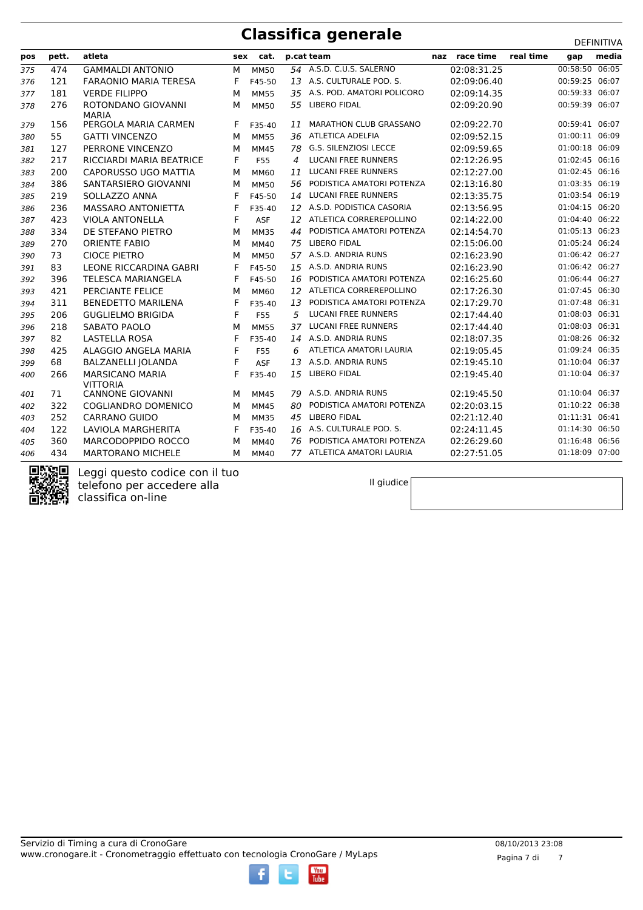# Classifica generale

DEFINITIVA

| pos | pett. | atleta | sex | cat. | p.cat | team | naz | race time | real time | gap | media |
|---|---|---|---|---|---|---|---|---|---|---|---|
| 375 | 474 | GAMMALDI ANTONIO | M | MM50 | 54 | A.S.D. C.U.S. SALERNO | | 02:08:31.25 | | 00:58:50 | 06:05 |
| 376 | 121 | FARAONIO MARIA TERESA | F | F45-50 | 13 | A.S. CULTURALE POD. S. | | 02:09:06.40 | | 00:59:25 | 06:07 |
| 377 | 181 | VERDE FILIPPO | M | MM55 | 35 | A.S. POD. AMATORI POLICORO | | 02:09:14.35 | | 00:59:33 | 06:07 |
| 378 | 276 | ROTONDANO GIOVANNI MARIA | M | MM50 | 55 | LIBERO FIDAL | | 02:09:20.90 | | 00:59:39 | 06:07 |
| 379 | 156 | PERGOLA MARIA CARMEN | F | F35-40 | 11 | MARATHON CLUB GRASSANO | | 02:09:22.70 | | 00:59:41 | 06:07 |
| 380 | 55 | GATTI VINCENZO | M | MM55 | 36 | ATLETICA ADELFIA | | 02:09:52.15 | | 01:00:11 | 06:09 |
| 381 | 127 | PERRONE VINCENZO | M | MM45 | 78 | G.S. SILENZIOSI LECCE | | 02:09:59.65 | | 01:00:18 | 06:09 |
| 382 | 217 | RICCIARDI MARIA BEATRICE | F | F55 | 4 | LUCANI FREE RUNNERS | | 02:12:26.95 | | 01:02:45 | 06:16 |
| 383 | 200 | CAPORUSSO UGO MATTIA | M | MM60 | 11 | LUCANI FREE RUNNERS | | 02:12:27.00 | | 01:02:45 | 06:16 |
| 384 | 386 | SANTARSIERO GIOVANNI | M | MM50 | 56 | PODISTICA AMATORI POTENZA | | 02:13:16.80 | | 01:03:35 | 06:19 |
| 385 | 219 | SOLLAZZO ANNA | F | F45-50 | 14 | LUCANI FREE RUNNERS | | 02:13:35.75 | | 01:03:54 | 06:19 |
| 386 | 236 | MASSARO ANTONIETTA | F | F35-40 | 12 | A.S.D. PODISTICA CASORIA | | 02:13:56.95 | | 01:04:15 | 06:20 |
| 387 | 423 | VIOLA ANTONELLA | F | ASF | 12 | ATLETICA CORREREPOLLINO | | 02:14:22.00 | | 01:04:40 | 06:22 |
| 388 | 334 | DE STEFANO PIETRO | M | MM35 | 44 | PODISTICA AMATORI POTENZA | | 02:14:54.70 | | 01:05:13 | 06:23 |
| 389 | 270 | ORIENTE FABIO | M | MM40 | 75 | LIBERO FIDAL | | 02:15:06.00 | | 01:05:24 | 06:24 |
| 390 | 73 | CIOCE PIETRO | M | MM50 | 57 | A.S.D. ANDRIA RUNS | | 02:16:23.90 | | 01:06:42 | 06:27 |
| 391 | 83 | LEONE RICCARDINA GABRI | F | F45-50 | 15 | A.S.D. ANDRIA RUNS | | 02:16:23.90 | | 01:06:42 | 06:27 |
| 392 | 396 | TELESCA MARIANGELA | F | F45-50 | 16 | PODISTICA AMATORI POTENZA | | 02:16:25.60 | | 01:06:44 | 06:27 |
| 393 | 421 | PERCIANTE FELICE | M | MM60 | 12 | ATLETICA CORREREPOLLINO | | 02:17:26.30 | | 01:07:45 | 06:30 |
| 394 | 311 | BENEDETTO MARILENA | F | F35-40 | 13 | PODISTICA AMATORI POTENZA | | 02:17:29.70 | | 01:07:48 | 06:31 |
| 395 | 206 | GUGLIELMO BRIGIDA | F | F55 | 5 | LUCANI FREE RUNNERS | | 02:17:44.40 | | 01:08:03 | 06:31 |
| 396 | 218 | SABATO PAOLO | M | MM55 | 37 | LUCANI FREE RUNNERS | | 02:17:44.40 | | 01:08:03 | 06:31 |
| 397 | 82 | LASTELLA ROSA | F | F35-40 | 14 | A.S.D. ANDRIA RUNS | | 02:18:07.35 | | 01:08:26 | 06:32 |
| 398 | 425 | ALAGGIO ANGELA MARIA | F | F55 | 6 | ATLETICA AMATORI LAURIA | | 02:19:05.45 | | 01:09:24 | 06:35 |
| 399 | 68 | BALZANELLI JOLANDA | F | ASF | 13 | A.S.D. ANDRIA RUNS | | 02:19:45.10 | | 01:10:04 | 06:37 |
| 400 | 266 | MARSICANO MARIA VITTORIA | F | F35-40 | 15 | LIBERO FIDAL | | 02:19:45.40 | | 01:10:04 | 06:37 |
| 401 | 71 | CANNONE GIOVANNI | M | MM45 | 79 | A.S.D. ANDRIA RUNS | | 02:19:45.50 | | 01:10:04 | 06:37 |
| 402 | 322 | COGLIANDRO DOMENICO | M | MM45 | 80 | PODISTICA AMATORI POTENZA | | 02:20:03.15 | | 01:10:22 | 06:38 |
| 403 | 252 | CARRANO GUIDO | M | MM35 | 45 | LIBERO FIDAL | | 02:21:12.40 | | 01:11:31 | 06:41 |
| 404 | 122 | LAVIOLA MARGHERITA | F | F35-40 | 16 | A.S. CULTURALE POD. S. | | 02:24:11.45 | | 01:14:30 | 06:50 |
| 405 | 360 | MARCODOPPIDO ROCCO | M | MM40 | 76 | PODISTICA AMATORI POTENZA | | 02:26:29.60 | | 01:16:48 | 06:56 |
| 406 | 434 | MARTORANO MICHELE | M | MM40 | 77 | ATLETICA AMATORI LAURIA | | 02:27:51.05 | | 01:18:09 | 07:00 |

Leggi questo codice con il tuo telefono per accedere alla classifica on-line

Il giudice

Servizio di Timing a cura di CronoGare
www.cronogare.it - Cronometraggio effettuato con tecnologia CronoGare / MyLaps

08/10/2013 23:08